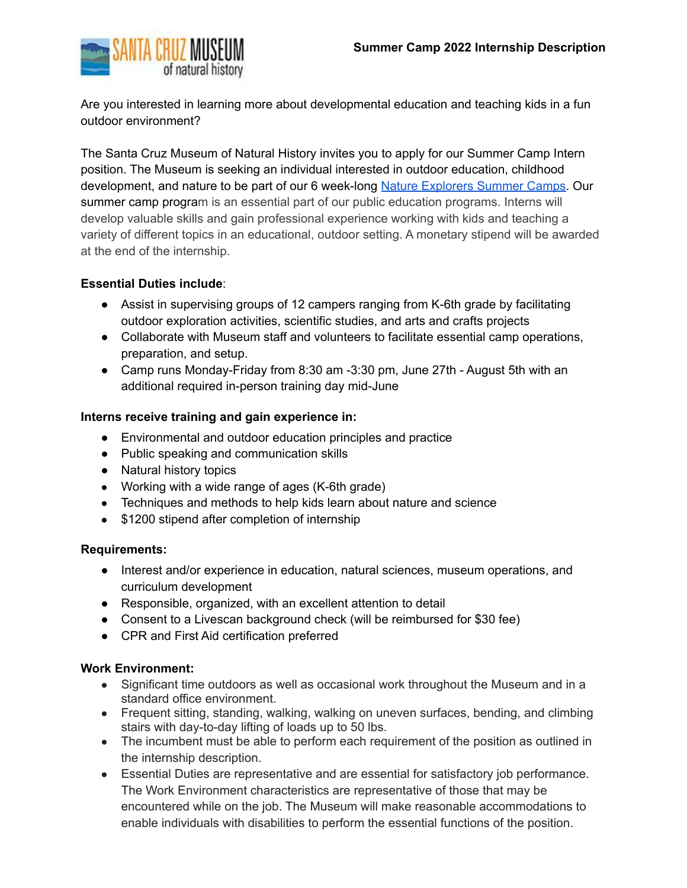Summer Camp 2022 Internship Description

Are you interested in learning more about developmental education and teaching kids in a fun outdoor environment?

The Santa Cruz Museum of Natural History invites you to apply for our Summer Camp Intern position. The Museum is seeking an individual interested in outdoor education, childhood development, and nature to be part of our 6 week-long [Nature Explorers Summer Camps](). Our summer camp program is an essential part of our public education programs. Interns will develop valuable skills and gain professional experience working with kids and teaching a variety of different topics in an educational, outdoor setting. A monetary stipend will be awarded at the end of the internship.

**Essential Duties include**:

- Assist in supervising groups of 12 campers ranging from K-6th grade by facilitating outdoor exploration activities, scientific studies, and arts and crafts projects
- Collaborate with Museum staff and volunteers to facilitate essential camp operations, preparation, and setup.
- Camp runs Monday-Friday from 8:30 am -3:30 pm, June 27th - August 5th with an additional required in-person training day mid-June

**Interns receive training and gain experience in:**

- Environmental and outdoor education principles and practice
- Public speaking and communication skills
- Natural history topics
- Working with a wide range of ages (K-6th grade)
- Techniques and methods to help kids learn about nature and science
- $1200 stipend after completion of internship

**Requirements:**

- Interest and/or experience in education, natural sciences, museum operations, and curriculum development
- Responsible, organized, with an excellent attention to detail
- Consent to a Livescan background check (will be reimbursed for $30 fee)
- CPR and First Aid certification preferred

**Work Environment:**

- Significant time outdoors as well as occasional work throughout the Museum and in a standard office environment.
- Frequent sitting, standing, walking, walking on uneven surfaces, bending, and climbing stairs with day-to-day lifting of loads up to 50 lbs.
- The incumbent must be able to perform each requirement of the position as outlined in the internship description.
- Essential Duties are representative and are essential for satisfactory job performance. The Work Environment characteristics are representative of those that may be encountered while on the job. The Museum will make reasonable accommodations to enable individuals with disabilities to perform the essential functions of the position.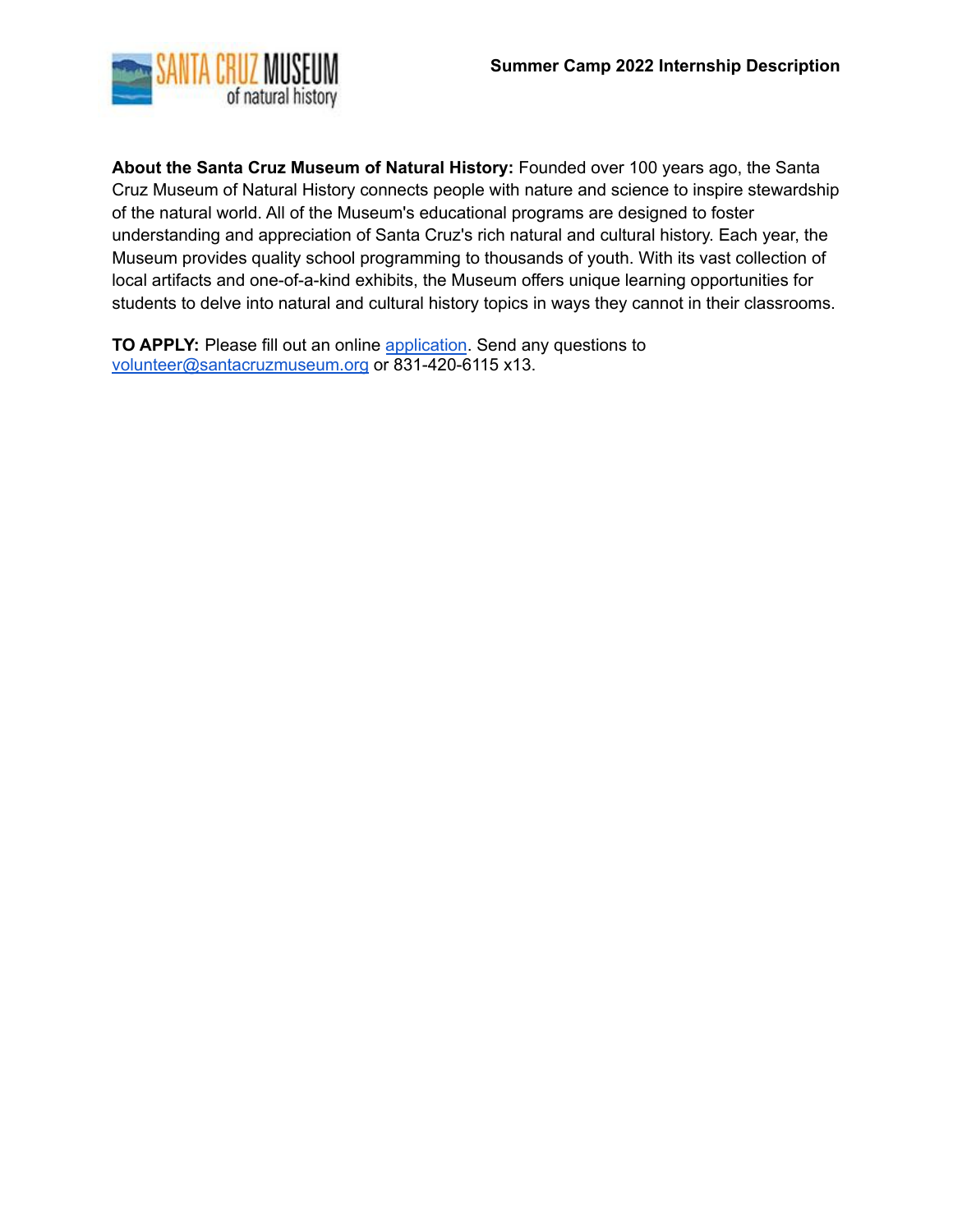**About the Santa Cruz Museum of Natural History:** Founded over 100 years ago, the Santa Cruz Museum of Natural History connects people with nature and science to inspire stewardship of the natural world. All of the Museum's educational programs are designed to foster understanding and appreciation of Santa Cruz's rich natural and cultural history. Each year, the Museum provides quality school programming to thousands of youth. With its vast collection of local artifacts and one-of-a-kind exhibits, the Museum offers unique learning opportunities for students to delve into natural and cultural history topics in ways they cannot in their classrooms.

**TO APPLY:** Please fill out an online application. Send any questions to volunteer@santacruzmuseum.org or 831-420-6115 x13.